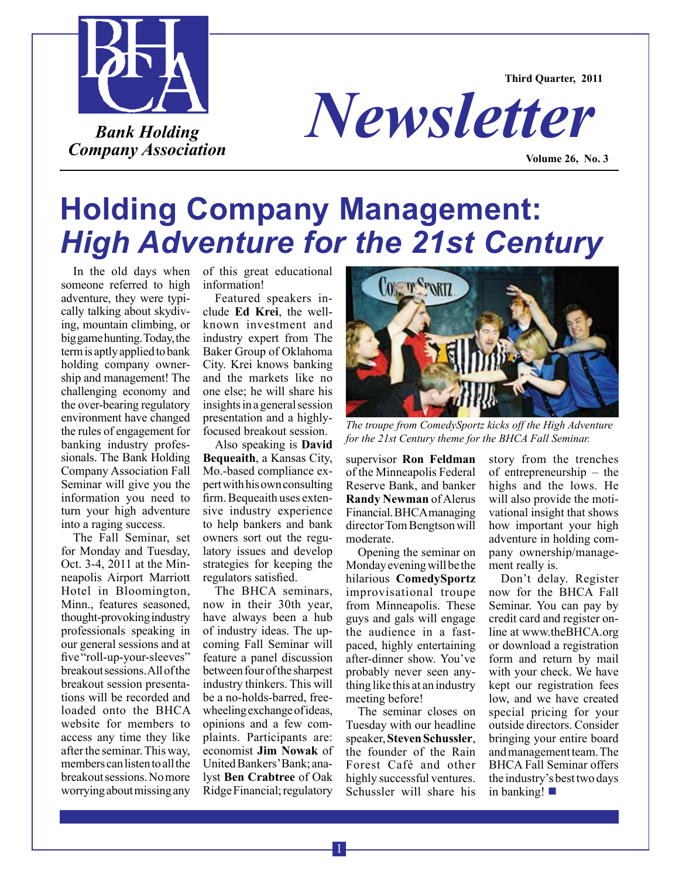**Bank Holding Company Association**

Third Quarter, 2011

# *Newsletter*

Volume 26, No. 3

# Holding Company Management: *High Adventure for the 21st Century*

In the old days when someone referred to high adventure, they were typically talking about skydiving, mountain climbing, or big game hunting. Today, the term is aptly applied to bank holding company ownership and management! The challenging economy and the over-bearing regulatory environment have changed the rules of engagement for banking industry professionals. The Bank Holding Company Association Fall Seminar will give you the information you need to turn your high adventure into a raging success.

The Fall Seminar, set for Monday and Tuesday, Oct. 3-4, 2011 at the Minneapolis Airport Marriott Hotel in Bloomington, Minn., features seasoned, thought-provoking industry professionals speaking in our general sessions and at five "roll-up-your-sleeves" breakout sessions. All of the breakout session presentations will be recorded and loaded onto the BHCA website for members to access any time they like after the seminar. This way, members can listen to all the breakout sessions. No more worrying about missing any of this great educational information!

Featured speakers include **Ed Krei**, the well-known investment and industry expert from The Baker Group of Oklahoma City. Krei knows banking and the markets like no one else; he will share his insights in a general session presentation and a highly-focused breakout session.

Also speaking is **David Bequeaith**, a Kansas City, Mo.-based compliance expert with his own consulting firm. Bequeaith uses extensive industry experience to help bankers and bank owners sort out the regulatory issues and develop strategies for keeping the regulators satisfied.

The BHCA seminars, now in their 30th year, have always been a hub of industry ideas. The upcoming Fall Seminar will feature a panel discussion between four of the sharpest industry thinkers. This will be a no-holds-barred, free-wheeling exchange of ideas, opinions and a few complaints. Participants are: economist **Jim Nowak** of United Bankers' Bank; analyst **Ben Crabtree** of Oak Ridge Financial; regulatory supervisor **Ron Feldman** of the Minneapolis Federal Reserve Bank, and banker **Randy Newman** of Alerus Financial. BHCA managing director Tom Bengtson will moderate.

*The troupe from ComedySportz kicks off the High Adventure for the 21st Century theme for the BHCA Fall Seminar.*

Opening the seminar on Monday evening will be the hilarious **ComedySportz** improvisational troupe from Minneapolis. These guys and gals will engage the audience in a fast-paced, highly entertaining after-dinner show. You've probably never seen anything like this at an industry meeting before!

The seminar closes on Tuesday with our headline speaker, **Steven Schussler**, the founder of the Rain Forest Café and other highly successful ventures. Schussler will share his story from the trenches of entrepreneurship – the highs and the lows. He will also provide the motivational insight that shows how important your high adventure in holding company ownership/management really is.

Don't delay. Register now for the BHCA Fall Seminar. You can pay by credit card and register online at www.theBHCA.org or download a registration form and return by mail with your check. We have kept our registration fees low, and we have created special pricing for your outside directors. Consider bringing your entire board and management team. The BHCA Fall Seminar offers the industry's best two days in banking! ■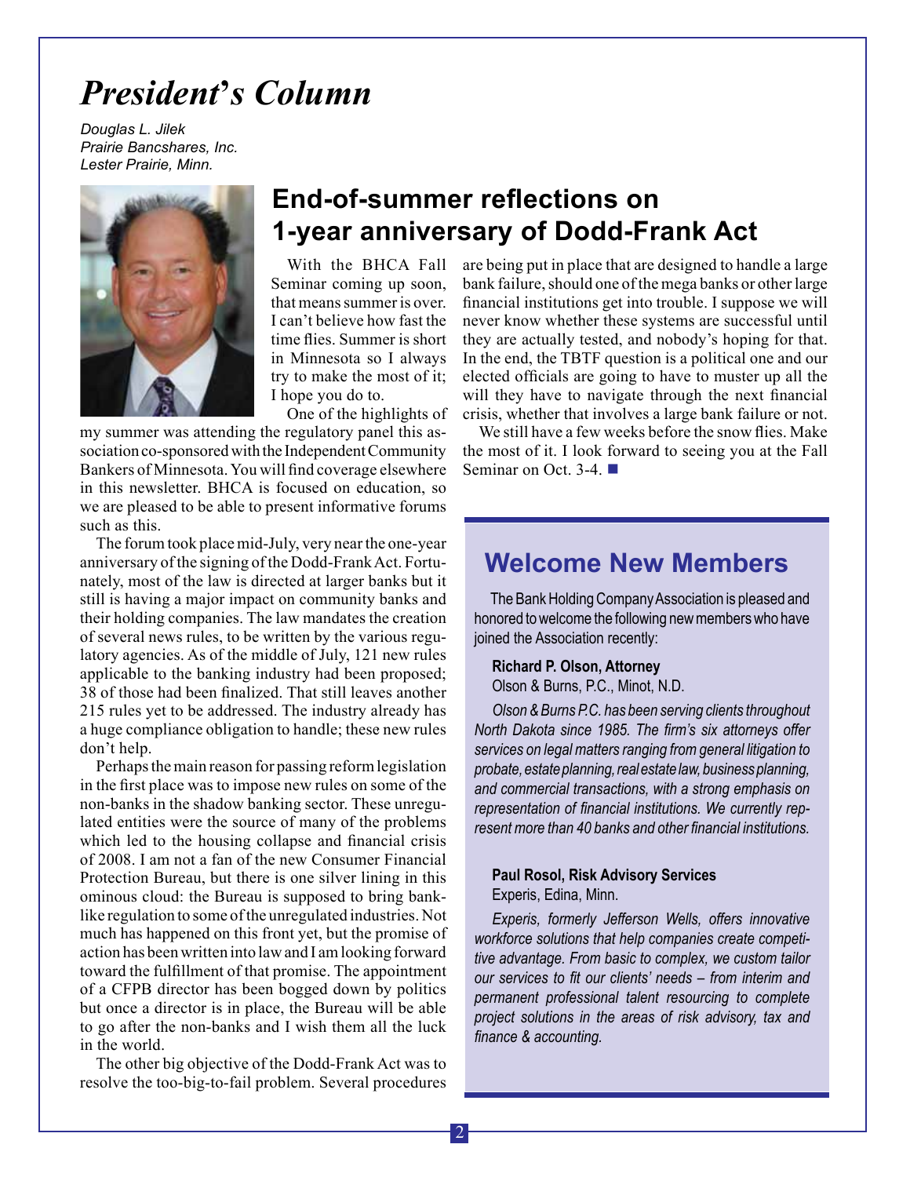# *President's Column*

*Douglas L. Jilek*
*Prairie Bancshares, Inc.*
*Lester Prairie, Minn.*

## End-of-summer reflections on 1-year anniversary of Dodd-Frank Act

With the BHCA Fall Seminar coming up soon, that means summer is over. I can't believe how fast the time flies. Summer is short in Minnesota so I always try to make the most of it; I hope you do to.

One of the highlights of my summer was attending the regulatory panel this association co-sponsored with the Independent Community Bankers of Minnesota. You will find coverage elsewhere in this newsletter. BHCA is focused on education, so we are pleased to be able to present informative forums such as this.

The forum took place mid-July, very near the one-year anniversary of the signing of the Dodd-Frank Act. Fortunately, most of the law is directed at larger banks but it still is having a major impact on community banks and their holding companies. The law mandates the creation of several news rules, to be written by the various regulatory agencies. As of the middle of July, 121 new rules applicable to the banking industry had been proposed; 38 of those had been finalized. That still leaves another 215 rules yet to be addressed. The industry already has a huge compliance obligation to handle; these new rules don't help.

Perhaps the main reason for passing reform legislation in the first place was to impose new rules on some of the non-banks in the shadow banking sector. These unregulated entities were the source of many of the problems which led to the housing collapse and financial crisis of 2008. I am not a fan of the new Consumer Financial Protection Bureau, but there is one silver lining in this ominous cloud: the Bureau is supposed to bring bank-like regulation to some of the unregulated industries. Not much has happened on this front yet, but the promise of action has been written into law and I am looking forward toward the fulfillment of that promise. The appointment of a CFPB director has been bogged down by politics but once a director is in place, the Bureau will be able to go after the non-banks and I wish them all the luck in the world.

The other big objective of the Dodd-Frank Act was to resolve the too-big-to-fail problem. Several procedures are being put in place that are designed to handle a large bank failure, should one of the mega banks or other large financial institutions get into trouble. I suppose we will never know whether these systems are successful until they are actually tested, and nobody's hoping for that. In the end, the TBTF question is a political one and our elected officials are going to have to muster up all the will they have to navigate through the next financial crisis, whether that involves a large bank failure or not.

We still have a few weeks before the snow flies. Make the most of it. I look forward to seeing you at the Fall Seminar on Oct. 3-4. ■

## Welcome New Members

The Bank Holding Company Association is pleased and honored to welcome the following new members who have joined the Association recently:

**Richard P. Olson, Attorney**
Olson & Burns, P.C., Minot, N.D.

*Olson & Burns P.C. has been serving clients throughout North Dakota since 1985. The firm's six attorneys offer services on legal matters ranging from general litigation to probate, estate planning, real estate law, business planning, and commercial transactions, with a strong emphasis on representation of financial institutions. We currently represent more than 40 banks and other financial institutions.*

**Paul Rosol, Risk Advisory Services**
Experis, Edina, Minn.

*Experis, formerly Jefferson Wells, offers innovative workforce solutions that help companies create competitive advantage. From basic to complex, we custom tailor our services to fit our clients' needs – from interim and permanent professional talent resourcing to complete project solutions in the areas of risk advisory, tax and finance & accounting.*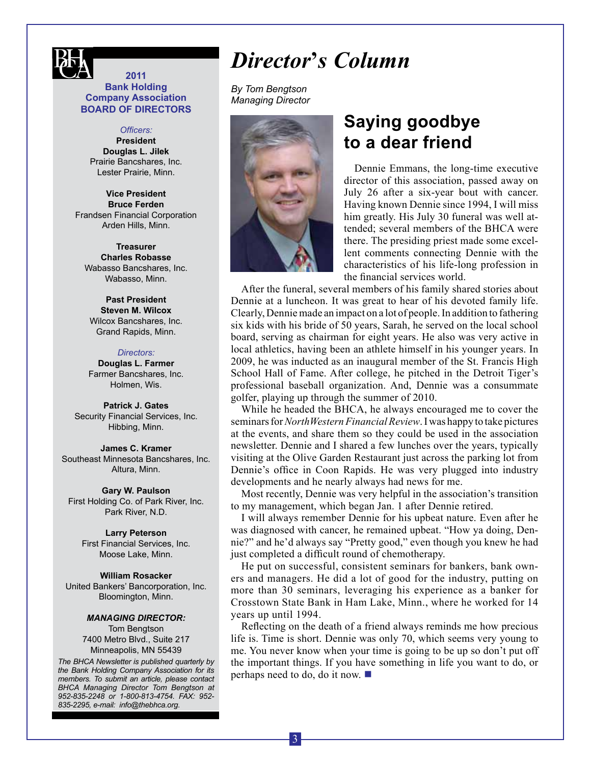# Director's Column

*By Tom Bengtson*
*Managing Director*

## Saying goodbye to a dear friend

Dennie Emmans, the long-time executive director of this association, passed away on July 26 after a six-year bout with cancer. Having known Dennie since 1994, I will miss him greatly. His July 30 funeral was well attended; several members of the BHCA were there. The presiding priest made some excellent comments connecting Dennie with the characteristics of his life-long profession in the financial services world.

After the funeral, several members of his family shared stories about Dennie at a luncheon. It was great to hear of his devoted family life. Clearly, Dennie made an impact on a lot of people. In addition to fathering six kids with his bride of 50 years, Sarah, he served on the local school board, serving as chairman for eight years. He also was very active in local athletics, having been an athlete himself in his younger years. In 2009, he was inducted as an inaugural member of the St. Francis High School Hall of Fame. After college, he pitched in the Detroit Tiger's professional baseball organization. And, Dennie was a consummate golfer, playing up through the summer of 2010.

While he headed the BHCA, he always encouraged me to cover the seminars for *NorthWestern Financial Review*. I was happy to take pictures at the events, and share them so they could be used in the association newsletter. Dennie and I shared a few lunches over the years, typically visiting at the Olive Garden Restaurant just across the parking lot from Dennie's office in Coon Rapids. He was very plugged into industry developments and he nearly always had news for me.

Most recently, Dennie was very helpful in the association's transition to my management, which began Jan. 1 after Dennie retired.

I will always remember Dennie for his upbeat nature. Even after he was diagnosed with cancer, he remained upbeat. "How ya doing, Dennie?" and he'd always say "Pretty good," even though you knew he had just completed a difficult round of chemotherapy.

He put on successful, consistent seminars for bankers, bank owners and managers. He did a lot of good for the industry, putting on more than 30 seminars, leveraging his experience as a banker for Crosstown State Bank in Ham Lake, Minn., where he worked for 14 years up until 1994.

Reflecting on the death of a friend always reminds me how precious life is. Time is short. Dennie was only 70, which seems very young to me. You never know when your time is going to be up so don't put off the important things. If you have something in life you want to do, or perhaps need to do, do it now. ■

---

**2011 Bank Holding Company Association BOARD OF DIRECTORS**

*Officers:*

**President**
**Douglas L. Jilek**
Prairie Bancshares, Inc.
Lester Prairie, Minn.

**Vice President**
**Bruce Ferden**
Frandsen Financial Corporation
Arden Hills, Minn.

**Treasurer**
**Charles Robasse**
Wabasso Bancshares, Inc.
Wabasso, Minn.

**Past President**
**Steven M. Wilcox**
Wilcox Bancshares, Inc.
Grand Rapids, Minn.

*Directors:*

**Douglas L. Farmer**
Farmer Bancshares, Inc.
Holmen, Wis.

**Patrick J. Gates**
Security Financial Services, Inc.
Hibbing, Minn.

**James C. Kramer**
Southeast Minnesota Bancshares, Inc.
Altura, Minn.

**Gary W. Paulson**
First Holding Co. of Park River, Inc.
Park River, N.D.

**Larry Peterson**
First Financial Services, Inc.
Moose Lake, Minn.

**William Rosacker**
United Bankers' Bancorporation, Inc.
Bloomington, Minn.

***MANAGING DIRECTOR:***
Tom Bengtson
7400 Metro Blvd., Suite 217
Minneapolis, MN 55439

*The BHCA Newsletter is published quarterly by the Bank Holding Company Association for its members. To submit an article, please contact BHCA Managing Director Tom Bengtson at 952-835-2248 or 1-800-813-4754. FAX: 952-835-2295, e-mail: info@thebhca.org.*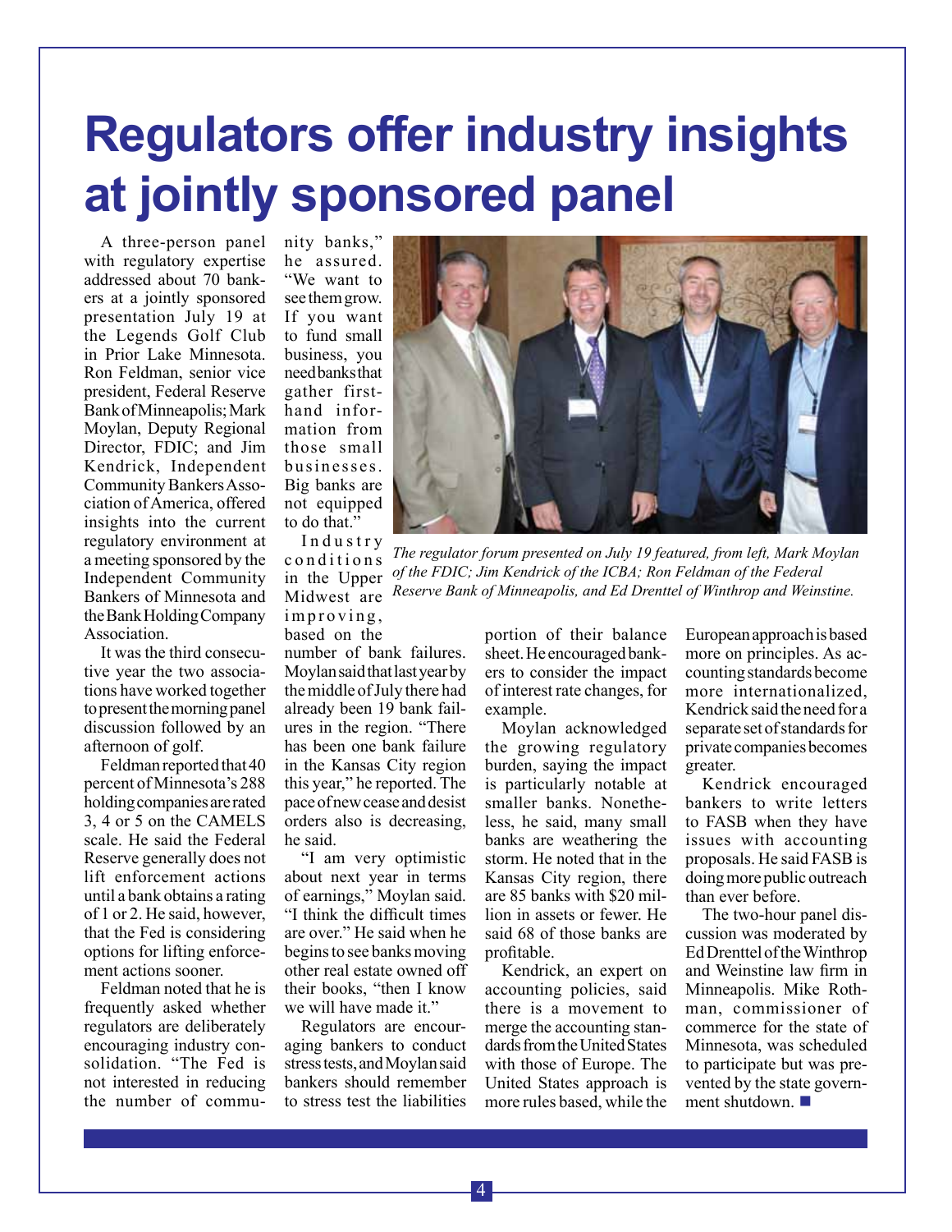# Regulators offer industry insights at jointly sponsored panel

A three-person panel with regulatory expertise addressed about 70 bankers at a jointly sponsored presentation July 19 at the Legends Golf Club in Prior Lake Minnesota. Ron Feldman, senior vice president, Federal Reserve Bank of Minneapolis; Mark Moylan, Deputy Regional Director, FDIC; and Jim Kendrick, Independent Community Bankers Association of America, offered insights into the current regulatory environment at a meeting sponsored by the Independent Community Bankers of Minnesota and the Bank Holding Company Association.

It was the third consecutive year the two associations have worked together to present the morning panel discussion followed by an afternoon of golf.

Feldman reported that 40 percent of Minnesota's 288 holding companies are rated 3, 4 or 5 on the CAMELS scale. He said the Federal Reserve generally does not lift enforcement actions until a bank obtains a rating of 1 or 2. He said, however, that the Fed is considering options for lifting enforcement actions sooner.

Feldman noted that he is frequently asked whether regulators are deliberately encouraging industry consolidation. "The Fed is not interested in reducing the number of community banks," he assured. "We want to see them grow. If you want to fund small business, you need banks that gather first-hand information from those small businesses. Big banks are not equipped to do that."

*The regulator forum presented on July 19 featured, from left, Mark Moylan of the FDIC; Jim Kendrick of the ICBA; Ron Feldman of the Federal Reserve Bank of Minneapolis, and Ed Drenttel of Winthrop and Weinstine.*

Industry conditions in the Upper Midwest are improving, based on the number of bank failures. Moylan said that last year by the middle of July there had already been 19 bank failures in the region. "There has been one bank failure in the Kansas City region this year," he reported. The pace of new cease and desist orders also is decreasing, he said.

"I am very optimistic about next year in terms of earnings," Moylan said. "I think the difficult times are over." He said when he begins to see banks moving other real estate owned off their books, "then I know we will have made it."

Regulators are encouraging bankers to conduct stress tests, and Moylan said bankers should remember to stress test the liabilities portion of their balance sheet. He encouraged bankers to consider the impact of interest rate changes, for example.

Moylan acknowledged the growing regulatory burden, saying the impact is particularly notable at smaller banks. Nonetheless, he said, many small banks are weathering the storm. He noted that in the Kansas City region, there are 85 banks with $20 million in assets or fewer. He said 68 of those banks are profitable.

Kendrick, an expert on accounting policies, said there is a movement to merge the accounting standards from the United States with those of Europe. The United States approach is more rules based, while the European approach is based more on principles. As accounting standards become more internationalized, Kendrick said the need for a separate set of standards for private companies becomes greater.

Kendrick encouraged bankers to write letters to FASB when they have issues with accounting proposals. He said FASB is doing more public outreach than ever before.

The two-hour panel discussion was moderated by Ed Drenttel of the Winthrop and Weinstine law firm in Minneapolis. Mike Rothman, commissioner of commerce for the state of Minnesota, was scheduled to participate but was prevented by the state government shutdown. ■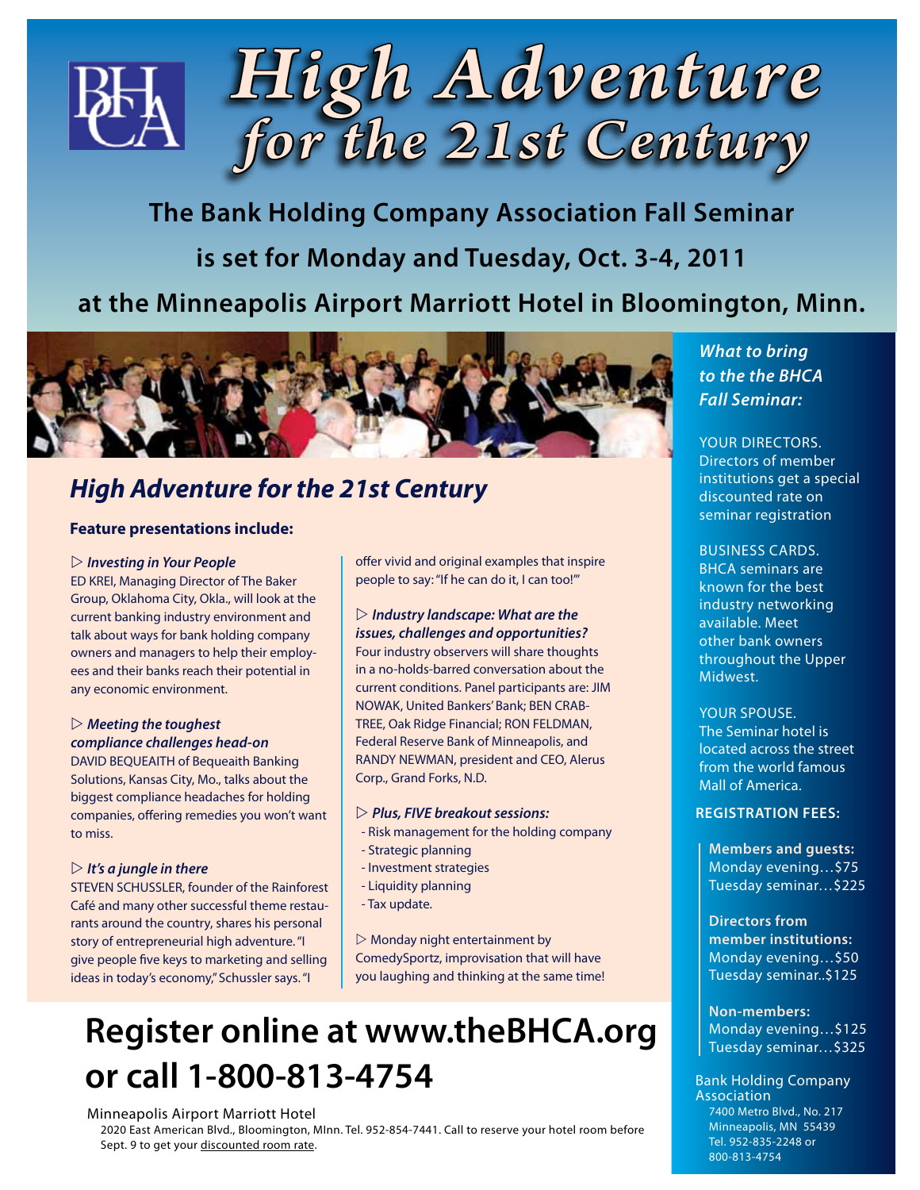# High Adventure for the 21st Century

**The Bank Holding Company Association Fall Seminar is set for Monday and Tuesday, Oct. 3-4, 2011 at the Minneapolis Airport Marriott Hotel in Bloomington, Minn.**

## High Adventure for the 21st Century

**Feature presentations include:**

▷ ***Investing in Your People***
ED KREI, Managing Director of The Baker Group, Oklahoma City, Okla., will look at the current banking industry environment and talk about ways for bank holding company owners and managers to help their employees and their banks reach their potential in any economic environment.

▷ ***Meeting the toughest compliance challenges head-on***
DAVID BEQUEAITH of Bequeaith Banking Solutions, Kansas City, Mo., talks about the biggest compliance headaches for holding companies, offering remedies you won't want to miss.

▷ ***It's a jungle in there***
STEVEN SCHUSSLER, founder of the Rainforest Café and many other successful theme restaurants around the country, shares his personal story of entrepreneurial high adventure. "I give people five keys to marketing and selling ideas in today's economy," Schussler says. "I offer vivid and original examples that inspire people to say: "If he can do it, I can too!""

▷ ***Industry landscape: What are the issues, challenges and opportunities?***
Four industry observers will share thoughts in a no-holds-barred conversation about the current conditions. Panel participants are: JIM NOWAK, United Bankers' Bank; BEN CRABTREE, Oak Ridge Financial; RON FELDMAN, Federal Reserve Bank of Minneapolis, and RANDY NEWMAN, president and CEO, Alerus Corp., Grand Forks, N.D.

▷ ***Plus, FIVE breakout sessions:***
- Risk management for the holding company
- Strategic planning
- Investment strategies
- Liquidity planning
- Tax update.

▷ Monday night entertainment by ComedySportz, improvisation that will have you laughing and thinking at the same time!

# Register online at www.theBHCA.org or call 1-800-813-4754

Minneapolis Airport Marriott Hotel
2020 East American Blvd., Bloomington, MInn. Tel. 952-854-7441. Call to reserve your hotel room before Sept. 9 to get your discounted room rate.

***What to bring to the the BHCA Fall Seminar:***

YOUR DIRECTORS.
Directors of member institutions get a special discounted rate on seminar registration

BUSINESS CARDS.
BHCA seminars are known for the best industry networking available. Meet other bank owners throughout the Upper Midwest.

YOUR SPOUSE.
The Seminar hotel is located across the street from the world famous Mall of America.

**REGISTRATION FEES:**

**Members and guests:**
Monday evening…$75
Tuesday seminar…$225

**Directors from member institutions:**
Monday evening…$50
Tuesday seminar..$125

**Non-members:**
Monday evening…$125
Tuesday seminar…$325

Bank Holding Company Association
7400 Metro Blvd., No. 217
Minneapolis, MN 55439
Tel. 952-835-2248 or
800-813-4754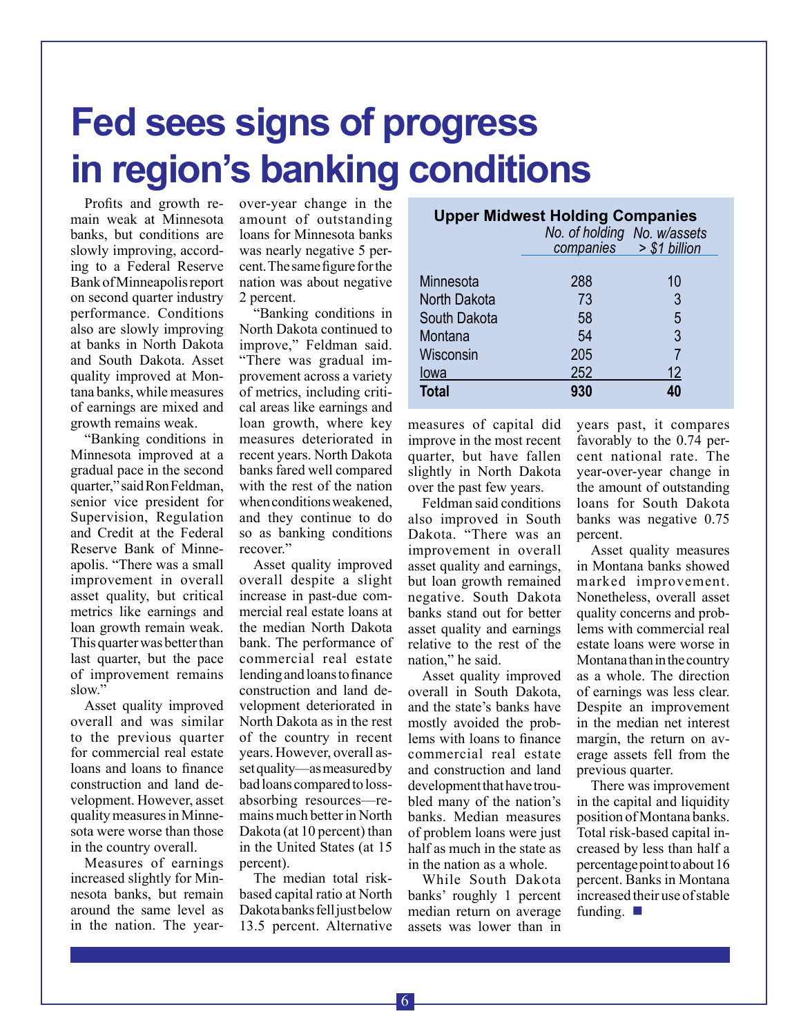# Fed sees signs of progress in region's banking conditions

Profits and growth remain weak at Minnesota banks, but conditions are slowly improving, according to a Federal Reserve Bank of Minneapolis report on second quarter industry performance. Conditions also are slowly improving at banks in North Dakota and South Dakota. Asset quality improved at Montana banks, while measures of earnings are mixed and growth remains weak.

"Banking conditions in Minnesota improved at a gradual pace in the second quarter," said Ron Feldman, senior vice president for Supervision, Regulation and Credit at the Federal Reserve Bank of Minneapolis. "There was a small improvement in overall asset quality, but critical metrics like earnings and loan growth remain weak. This quarter was better than last quarter, but the pace of improvement remains slow."

Asset quality improved overall and was similar to the previous quarter for commercial real estate loans and loans to finance construction and land development. However, asset quality measures in Minnesota were worse than those in the country overall.

Measures of earnings increased slightly for Minnesota banks, but remain around the same level as in the nation. The year-over-year change in the amount of outstanding loans for Minnesota banks was nearly negative 5 percent. The same figure for the nation was about negative 2 percent.

"Banking conditions in North Dakota continued to improve," Feldman said. "There was gradual improvement across a variety of metrics, including critical areas like earnings and loan growth, where key measures deteriorated in recent years. North Dakota banks fared well compared with the rest of the nation when conditions weakened, and they continue to do so as banking conditions recover."

Asset quality improved overall despite a slight increase in past-due commercial real estate loans at the median North Dakota bank. The performance of commercial real estate lending and loans to finance construction and land development deteriorated in North Dakota as in the rest of the country in recent years. However, overall asset quality—as measured by bad loans compared to loss-absorbing resources—remains much better in North Dakota (at 10 percent) than in the United States (at 15 percent).

The median total risk-based capital ratio at North Dakota banks fell just below 13.5 percent. Alternative measures of capital did improve in the most recent quarter, but have fallen slightly in North Dakota over the past few years.

Feldman said conditions also improved in South Dakota. "There was an improvement in overall asset quality and earnings, but loan growth remained negative. South Dakota banks stand out for better asset quality and earnings relative to the rest of the nation," he said.

Asset quality improved overall in South Dakota, and the state's banks have mostly avoided the problems with loans to finance commercial real estate and construction and land development that have troubled many of the nation's banks. Median measures of problem loans were just half as much in the state as in the nation as a whole.

While South Dakota banks' roughly 1 percent median return on average assets was lower than in years past, it compares favorably to the 0.74 percent national rate. The year-over-year change in the amount of outstanding loans for South Dakota banks was negative 0.75 percent.

Asset quality measures in Montana banks showed marked improvement. Nonetheless, overall asset quality concerns and problems with commercial real estate loans were worse in Montana than in the country as a whole. The direction of earnings was less clear. Despite an improvement in the median net interest margin, the return on average assets fell from the previous quarter.

There was improvement in the capital and liquidity position of Montana banks. Total risk-based capital increased by less than half a percentage point to about 16 percent. Banks in Montana increased their use of stable funding. ■

**Upper Midwest Holding Companies**

| | *No. of holding companies* | *No. w/assets > $1 billion* |
|---|---|---|
| Minnesota | 288 | 10 |
| North Dakota | 73 | 3 |
| South Dakota | 58 | 5 |
| Montana | 54 | 3 |
| Wisconsin | 205 | 7 |
| Iowa | 252 | 12 |
| **Total** | **930** | **40** |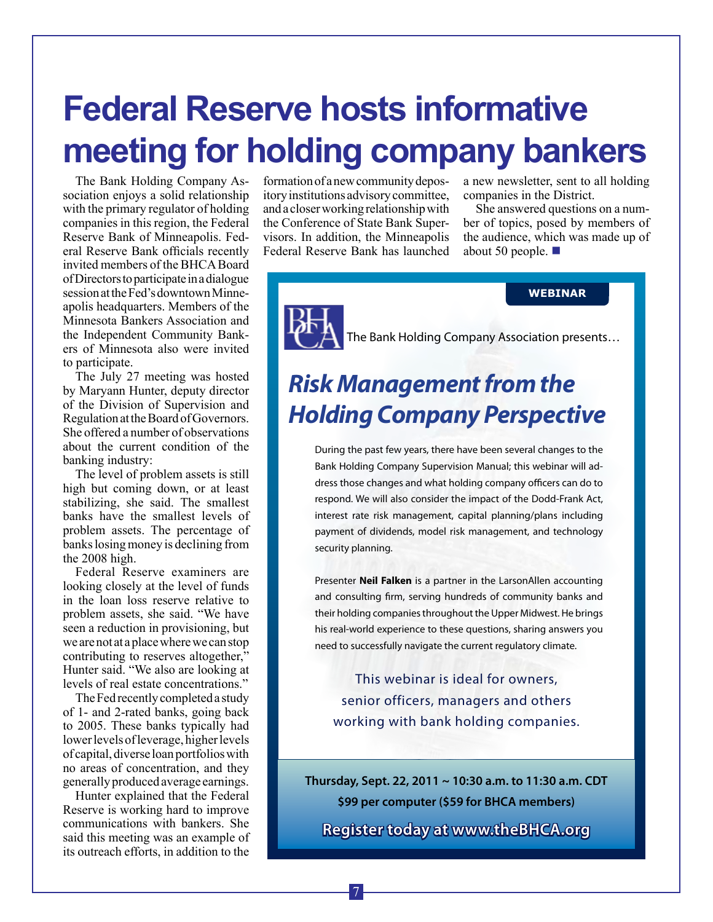# Federal Reserve hosts informative meeting for holding company bankers

The Bank Holding Company Association enjoys a solid relationship with the primary regulator of holding companies in this region, the Federal Reserve Bank of Minneapolis. Federal Reserve Bank officials recently invited members of the BHCA Board of Directors to participate in a dialogue session at the Fed's downtown Minneapolis headquarters. Members of the Minnesota Bankers Association and the Independent Community Bankers of Minnesota also were invited to participate.

The July 27 meeting was hosted by Maryann Hunter, deputy director of the Division of Supervision and Regulation at the Board of Governors. She offered a number of observations about the current condition of the banking industry:

The level of problem assets is still high but coming down, or at least stabilizing, she said. The smallest banks have the smallest levels of problem assets. The percentage of banks losing money is declining from the 2008 high.

Federal Reserve examiners are looking closely at the level of funds in the loan loss reserve relative to problem assets, she said. "We have seen a reduction in provisioning, but we are not at a place where we can stop contributing to reserves altogether," Hunter said. "We also are looking at levels of real estate concentrations."

The Fed recently completed a study of 1- and 2-rated banks, going back to 2005. These banks typically had lower levels of leverage, higher levels of capital, diverse loan portfolios with no areas of concentration, and they generally produced average earnings.

Hunter explained that the Federal Reserve is working hard to improve communications with bankers. She said this meeting was an example of its outreach efforts, in addition to the formation of a new community depository institutions advisory committee, and a closer working relationship with the Conference of State Bank Supervisors. In addition, the Minneapolis Federal Reserve Bank has launched a new newsletter, sent to all holding companies in the District.

She answered questions on a number of topics, posed by members of the audience, which was made up of about 50 people. ■

---

**WEBINAR**

BHCA The Bank Holding Company Association presents…

## *Risk Management from the Holding Company Perspective*

During the past few years, there have been several changes to the Bank Holding Company Supervision Manual; this webinar will address those changes and what holding company officers can do to respond. We will also consider the impact of the Dodd-Frank Act, interest rate risk management, capital planning/plans including payment of dividends, model risk management, and technology security planning.

Presenter **Neil Falken** is a partner in the LarsonAllen accounting and consulting firm, serving hundreds of community banks and their holding companies throughout the Upper Midwest. He brings his real-world experience to these questions, sharing answers you need to successfully navigate the current regulatory climate.

This webinar is ideal for owners, senior officers, managers and others working with bank holding companies.

**Thursday, Sept. 22, 2011 ~ 10:30 a.m. to 11:30 a.m. CDT**

**$99 per computer ($59 for BHCA members)**

**Register today at www.theBHCA.org**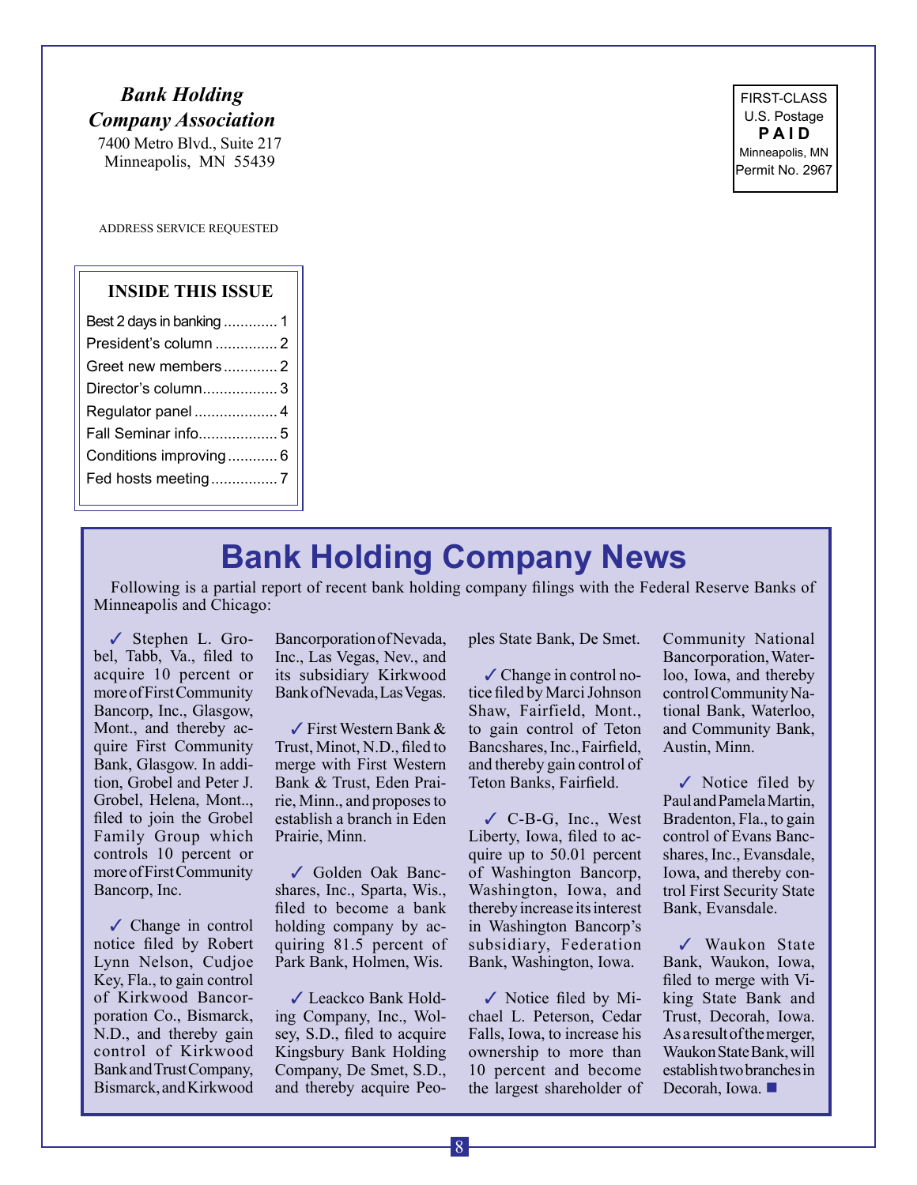***Bank Holding Company Association***

7400 Metro Blvd., Suite 217
Minneapolis, MN 55439

ADDRESS SERVICE REQUESTED

FIRST-CLASS
U.S. Postage
**PAID**
Minneapolis, MN
Permit No. 2967

**INSIDE THIS ISSUE**

| | |
|---|---|
| Best 2 days in banking | 1 |
| President's column | 2 |
| Greet new members | 2 |
| Director's column | 3 |
| Regulator panel | 4 |
| Fall Seminar info | 5 |
| Conditions improving | 6 |
| Fed hosts meeting | 7 |

# Bank Holding Company News

Following is a partial report of recent bank holding company filings with the Federal Reserve Banks of Minneapolis and Chicago:

✓ Stephen L. Grobel, Tabb, Va., filed to acquire 10 percent or more of First Community Bancorp, Inc., Glasgow, Mont., and thereby acquire First Community Bank, Glasgow. In addition, Grobel and Peter J. Grobel, Helena, Mont.., filed to join the Grobel Family Group which controls 10 percent or more of First Community Bancorp, Inc.

✓ Change in control notice filed by Robert Lynn Nelson, Cudjoe Key, Fla., to gain control of Kirkwood Bancorporation Co., Bismarck, N.D., and thereby gain control of Kirkwood Bank and Trust Company, Bismarck, and Kirkwood Bancorporation of Nevada, Inc., Las Vegas, Nev., and its subsidiary Kirkwood Bank of Nevada, Las Vegas.

✓ First Western Bank & Trust, Minot, N.D., filed to merge with First Western Bank & Trust, Eden Prairie, Minn., and proposes to establish a branch in Eden Prairie, Minn.

✓ Golden Oak Bancshares, Inc., Sparta, Wis., filed to become a bank holding company by acquiring 81.5 percent of Park Bank, Holmen, Wis.

✓ Leackco Bank Holding Company, Inc., Wolsey, S.D., filed to acquire Kingsbury Bank Holding Company, De Smet, S.D., and thereby acquire Peoples State Bank, De Smet.

✓ Change in control notice filed by Marci Johnson Shaw, Fairfield, Mont., to gain control of Teton Bancshares, Inc., Fairfield, and thereby gain control of Teton Banks, Fairfield.

✓ C-B-G, Inc., West Liberty, Iowa, filed to acquire up to 50.01 percent of Washington Bancorp, Washington, Iowa, and thereby increase its interest in Washington Bancorp's subsidiary, Federation Bank, Washington, Iowa.

✓ Notice filed by Michael L. Peterson, Cedar Falls, Iowa, to increase his ownership to more than 10 percent and become the largest shareholder of Community National Bancorporation, Waterloo, Iowa, and thereby control Community National Bank, Waterloo, and Community Bank, Austin, Minn.

✓ Notice filed by Paul and Pamela Martin, Bradenton, Fla., to gain control of Evans Bancshares, Inc., Evansdale, Iowa, and thereby control First Security State Bank, Evansdale.

✓ Waukon State Bank, Waukon, Iowa, filed to merge with Viking State Bank and Trust, Decorah, Iowa. As a result of the merger, Waukon State Bank, will establish two branches in Decorah, Iowa. ■